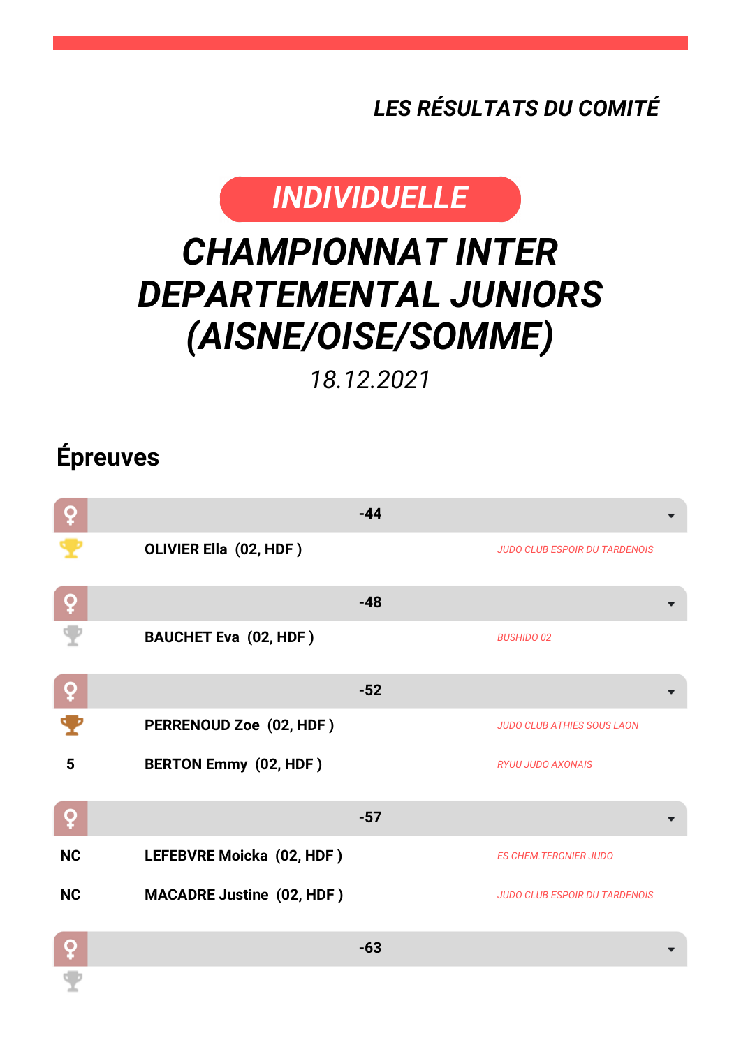*LES RÉSULTATS DU COMITÉ*

**INDIVIDUELLE**

# CHAMPIONNAT INTER DEPARTEMENTAL JUNIORS (AISNE/OISE/SOMME)

*18.12.2021*

## Épreuves

### -44

| | | |
|---|---|---|
| 1 | **OLIVIER Ella (02, HDF )** | *JUDO CLUB ESPOIR DU TARDENOIS* |

### -48

| | | |
|---|---|---|
| 2 | **BAUCHET Eva (02, HDF )** | *BUSHIDO 02* |

### -52

| | | |
|---|---|---|
| 3 | **PERRENOUD Zoe (02, HDF )** | *JUDO CLUB ATHIES SOUS LAON* |
| 5 | **BERTON Emmy (02, HDF )** | *RYUU JUDO AXONAIS* |

### -57

| | | |
|---|---|---|
| NC | **LEFEBVRE Moicka (02, HDF )** | *ES CHEM.TERGNIER JUDO* |
| NC | **MACADRE Justine (02, HDF )** | *JUDO CLUB ESPOIR DU TARDENOIS* |

### -63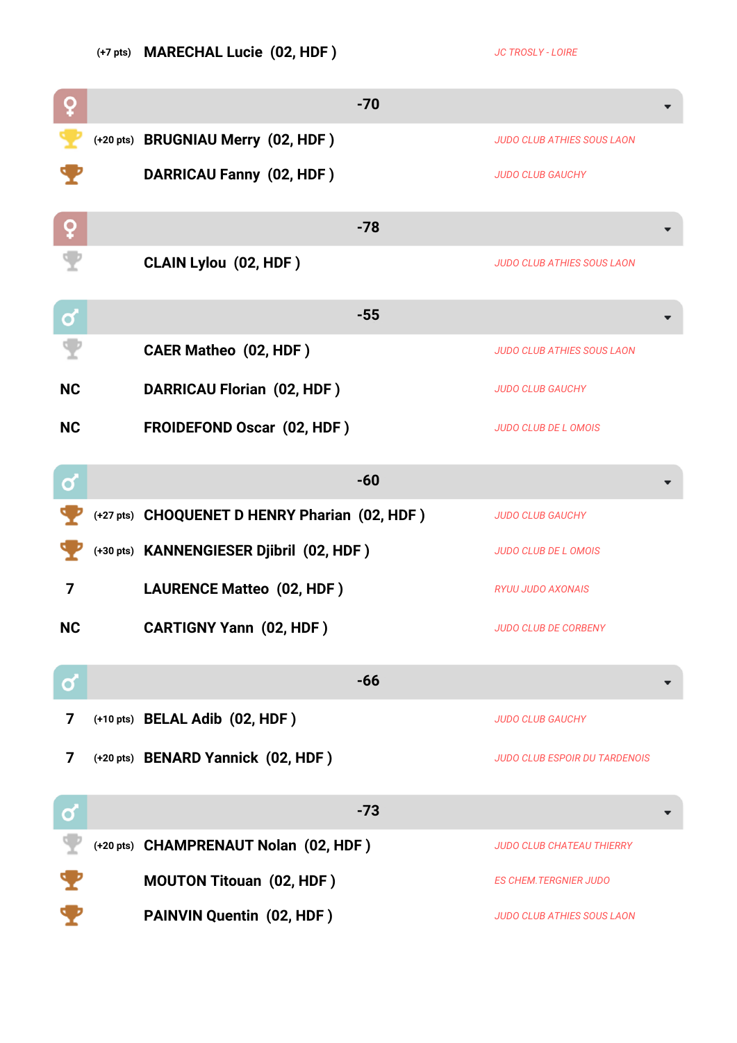| | | | |
|---|---|---|---|
| | (+7 pts) | **MARECHAL Lucie (02, HDF )** | *JC TROSLY - LOIRE* |

## ♀ -70

| | | | |
|---|---|---|---|
| | (+20 pts) | **BRUGNIAU Merry (02, HDF )** | *JUDO CLUB ATHIES SOUS LAON* |
| | | **DARRICAU Fanny (02, HDF )** | *JUDO CLUB GAUCHY* |

## ♀ -78

| | | | |
|---|---|---|---|
| | | **CLAIN Lylou (02, HDF )** | *JUDO CLUB ATHIES SOUS LAON* |

## ♂ -55

| | | | |
|---|---|---|---|
| | | **CAER Matheo (02, HDF )** | *JUDO CLUB ATHIES SOUS LAON* |
| NC | | **DARRICAU Florian (02, HDF )** | *JUDO CLUB GAUCHY* |
| NC | | **FROIDEFOND Oscar (02, HDF )** | *JUDO CLUB DE L OMOIS* |

## ♂ -60

| | | | |
|---|---|---|---|
| | (+27 pts) | **CHOQUENET D HENRY Pharian (02, HDF )** | *JUDO CLUB GAUCHY* |
| | (+30 pts) | **KANNENGIESER Djibril (02, HDF )** | *JUDO CLUB DE L OMOIS* |
| 7 | | **LAURENCE Matteo (02, HDF )** | *RYUU JUDO AXONAIS* |
| NC | | **CARTIGNY Yann (02, HDF )** | *JUDO CLUB DE CORBENY* |

## ♂ -66

| | | | |
|---|---|---|---|
| 7 | (+10 pts) | **BELAL Adib (02, HDF )** | *JUDO CLUB GAUCHY* |
| 7 | (+20 pts) | **BENARD Yannick (02, HDF )** | *JUDO CLUB ESPOIR DU TARDENOIS* |

## ♂ -73

| | | | |
|---|---|---|---|
| | (+20 pts) | **CHAMPRENAUT Nolan (02, HDF )** | *JUDO CLUB CHATEAU THIERRY* |
| | | **MOUTON Titouan (02, HDF )** | *ES CHEM.TERGNIER JUDO* |
| | | **PAINVIN Quentin (02, HDF )** | *JUDO CLUB ATHIES SOUS LAON* |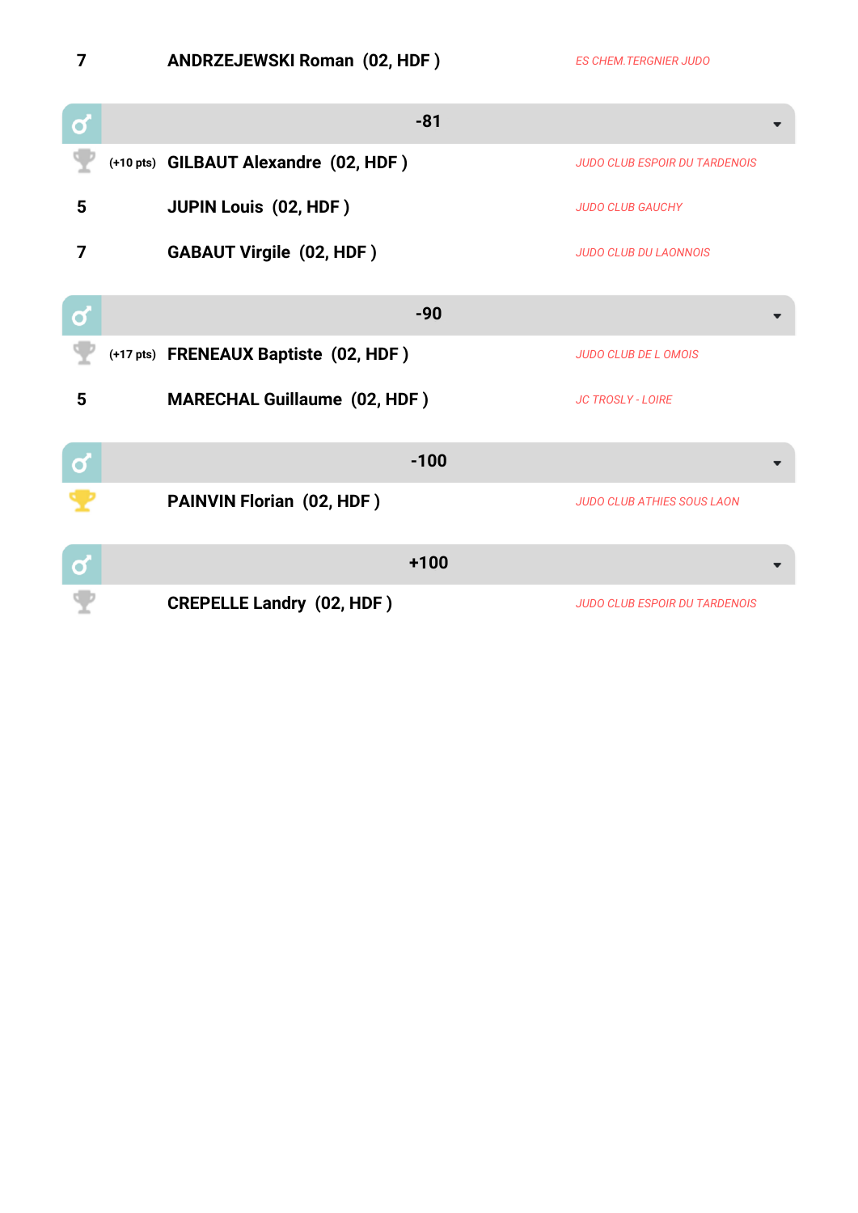| | | |
|---|---|---|
| 7 | **ANDRZEJEWSKI Roman (02, HDF )** | *ES CHEM.TERGNIER JUDO* |

## -81

| | | |
|---|---|---|
| (+10 pts) | **GILBAUT Alexandre (02, HDF )** | *JUDO CLUB ESPOIR DU TARDENOIS* |
| 5 | **JUPIN Louis (02, HDF )** | *JUDO CLUB GAUCHY* |
| 7 | **GABAUT Virgile (02, HDF )** | *JUDO CLUB DU LAONNOIS* |

## -90

| | | |
|---|---|---|
| (+17 pts) | **FRENEAUX Baptiste (02, HDF )** | *JUDO CLUB DE L OMOIS* |
| 5 | **MARECHAL Guillaume (02, HDF )** | *JC TROSLY - LOIRE* |

## -100

| | | |
|---|---|---|
| | **PAINVIN Florian (02, HDF )** | *JUDO CLUB ATHIES SOUS LAON* |

## +100

| | | |
|---|---|---|
| | **CREPELLE Landry (02, HDF )** | *JUDO CLUB ESPOIR DU TARDENOIS* |